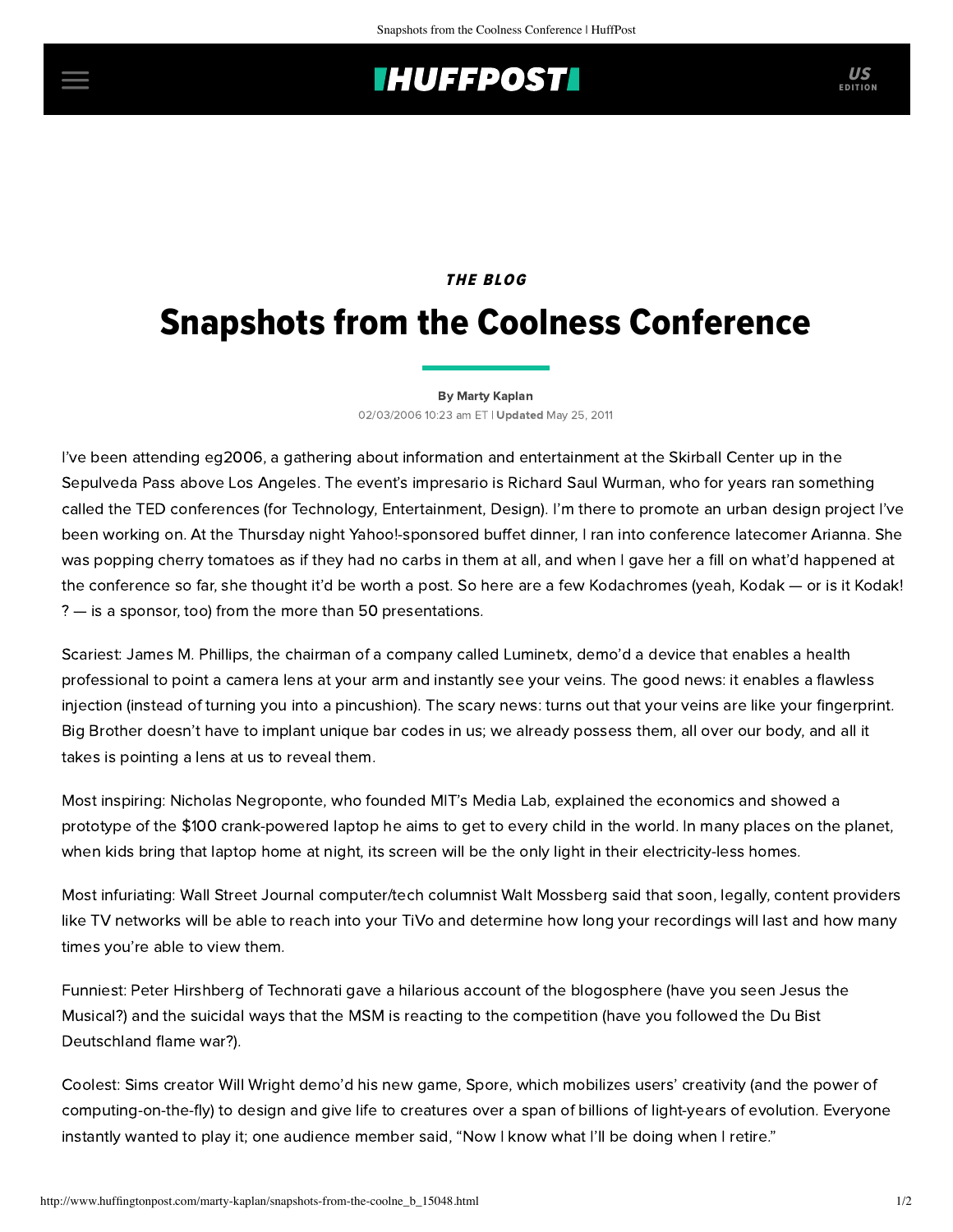*THE BLOG*

# Snapshots from the Coolness Conference

By Marty Kaplan

02/03/2006 10:23 am ET | **Updated** May 25, 2011

I've been attending eg2006, a gathering about information and entertainment at the Skirball Center up in the Sepulveda Pass above Los Angeles. The event's impresario is Richard Saul Wurman, who for years ran something called the TED conferences (for Technology, Entertainment, Design). I'm there to promote an urban design project I've been working on. At the Thursday night Yahoo!-sponsored buffet dinner, I ran into conference latecomer Arianna. She was popping cherry tomatoes as if they had no carbs in them at all, and when I gave her a fill on what'd happened at the conference so far, she thought it'd be worth a post. So here are a few Kodachromes (yeah, Kodak — or is it Kodak! ? — is a sponsor, too) from the more than 50 presentations.

Scariest: James M. Phillips, the chairman of a company called Luminetx, demo'd a device that enables a health professional to point a camera lens at your arm and instantly see your veins. The good news: it enables a flawless injection (instead of turning you into a pincushion). The scary news: turns out that your veins are like your fingerprint. Big Brother doesn't have to implant unique bar codes in us; we already possess them, all over our body, and all it takes is pointing a lens at us to reveal them.

Most inspiring: Nicholas Negroponte, who founded MIT's Media Lab, explained the economics and showed a prototype of the $100 crank-powered laptop he aims to get to every child in the world. In many places on the planet, when kids bring that laptop home at night, its screen will be the only light in their electricity-less homes.

Most infuriating: Wall Street Journal computer/tech columnist Walt Mossberg said that soon, legally, content providers like TV networks will be able to reach into your TiVo and determine how long your recordings will last and how many times you're able to view them.

Funniest: Peter Hirshberg of Technorati gave a hilarious account of the blogosphere (have you seen Jesus the Musical?) and the suicidal ways that the MSM is reacting to the competition (have you followed the Du Bist Deutschland flame war?).

Coolest: Sims creator Will Wright demo'd his new game, Spore, which mobilizes users' creativity (and the power of computing-on-the-fly) to design and give life to creatures over a span of billions of light-years of evolution. Everyone instantly wanted to play it; one audience member said, "Now I know what I'll be doing when I retire."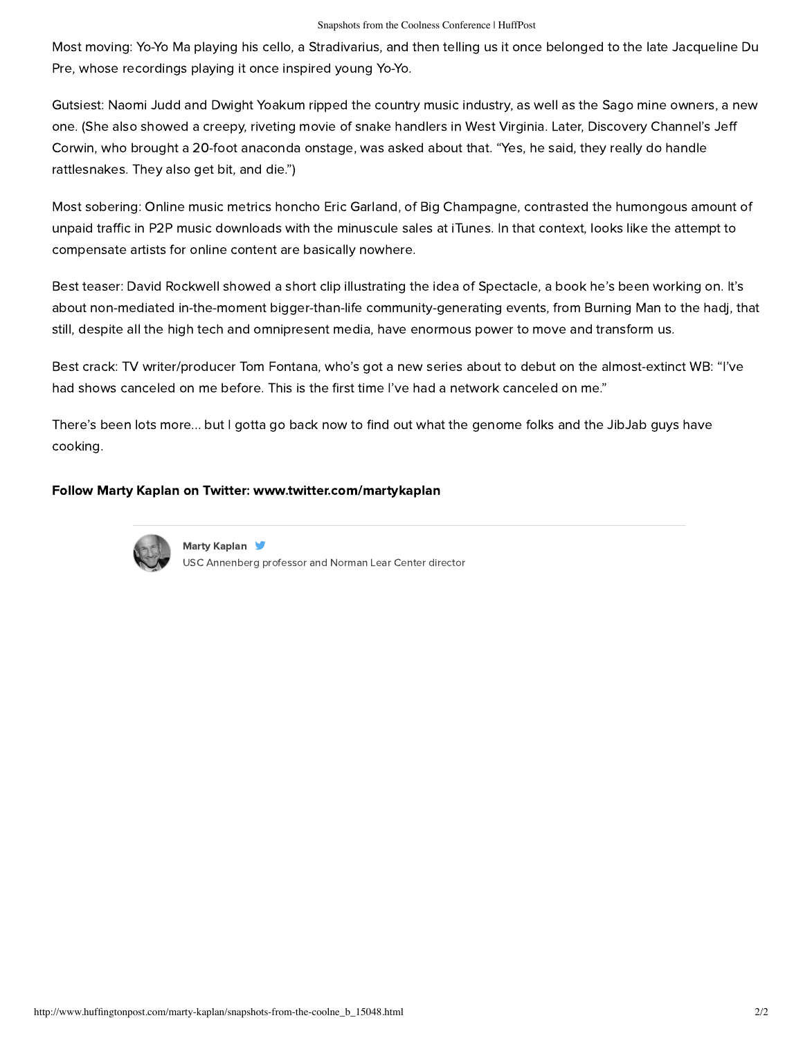Most moving: Yo-Yo Ma playing his cello, a Stradivarius, and then telling us it once belonged to the late Jacqueline Du Pre, whose recordings playing it once inspired young Yo-Yo.

Gutsiest: Naomi Judd and Dwight Yoakum ripped the country music industry, as well as the Sago mine owners, a new one. (She also showed a creepy, riveting movie of snake handlers in West Virginia. Later, Discovery Channel's Jeff Corwin, who brought a 20-foot anaconda onstage, was asked about that. "Yes, he said, they really do handle rattlesnakes. They also get bit, and die.")

Most sobering: Online music metrics honcho Eric Garland, of Big Champagne, contrasted the humongous amount of unpaid traffic in P2P music downloads with the minuscule sales at iTunes. In that context, looks like the attempt to compensate artists for online content are basically nowhere.

Best teaser: David Rockwell showed a short clip illustrating the idea of Spectacle, a book he's been working on. It's about non-mediated in-the-moment bigger-than-life community-generating events, from Burning Man to the hadj, that still, despite all the high tech and omnipresent media, have enormous power to move and transform us.

Best crack: TV writer/producer Tom Fontana, who's got a new series about to debut on the almost-extinct WB: "I've had shows canceled on me before. This is the first time I've had a network canceled on me."

There's been lots more... but I gotta go back now to find out what the genome folks and the JibJab guys have cooking.

**Follow Marty Kaplan on Twitter: www.twitter.com/martykaplan**

**Marty Kaplan**

USC Annenberg professor and Norman Lear Center director